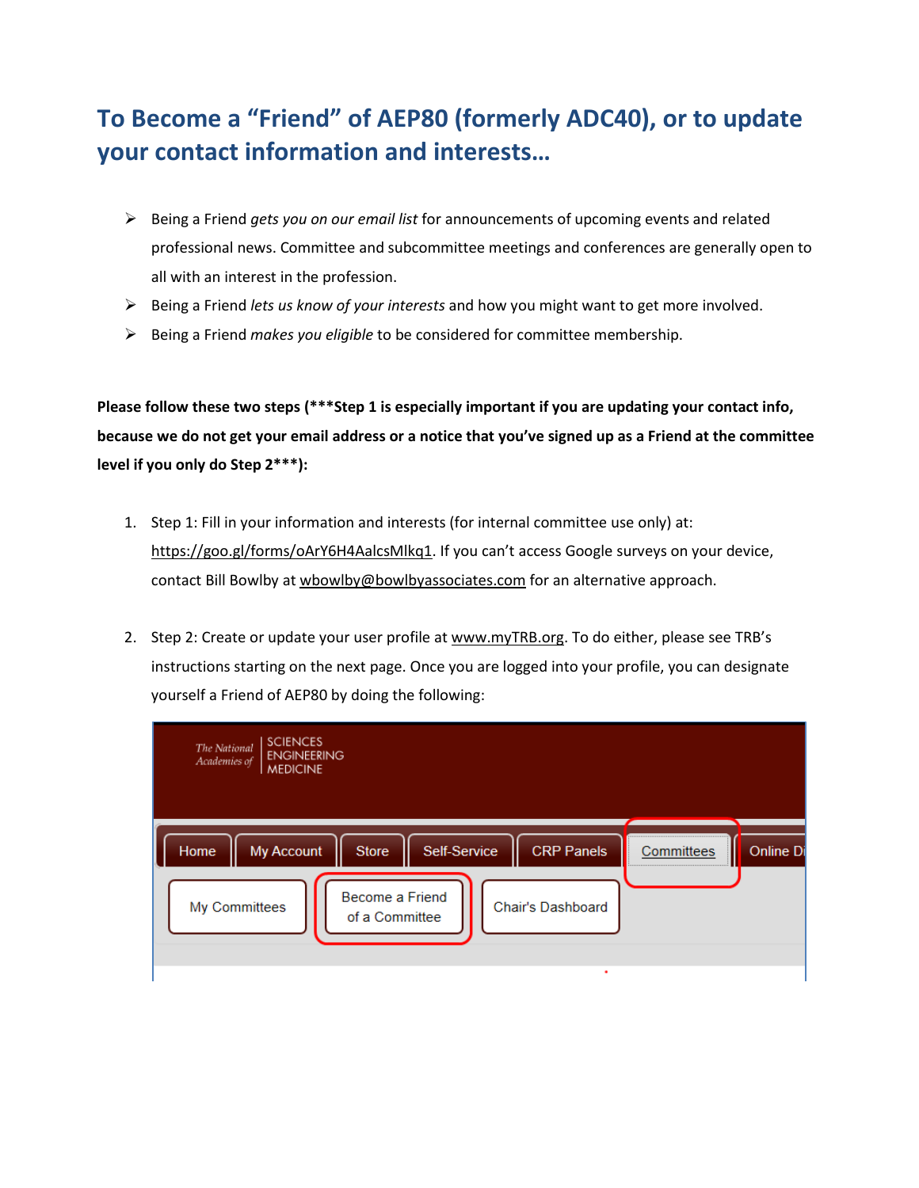# To Become a "Friend" of AEP80 (formerly ADC40), or to update your contact information and interests…

- Being a Friend *gets you on our email list* for announcements of upcoming events and related professional news. Committee and subcommittee meetings and conferences are generally open to all with an interest in the profession.
- Being a Friend *lets us know of your interests* and how you might want to get more involved.
- Being a Friend *makes you eligible* to be considered for committee membership.

**Please follow these two steps (***Step 1 is especially important if you are updating your contact info, because we do not get your email address or a notice that you've signed up as a Friend at the committee level if you only do Step 2***):**

1. Step 1: Fill in your information and interests (for internal committee use only) at: https://goo.gl/forms/oArY6H4AalcsMlkq1. If you can't access Google surveys on your device, contact Bill Bowlby at wbowlby@bowlbyassociates.com for an alternative approach.

2. Step 2: Create or update your user profile at www.myTRB.org. To do either, please see TRB's instructions starting on the next page. Once you are logged into your profile, you can designate yourself a Friend of AEP80 by doing the following:

The National Academies of SCIENCES ENGINEERING MEDICINE

Home | My Account | Store | Self-Service | CRP Panels | Committees | Online Di

My Committees | Become a Friend of a Committee | Chair's Dashboard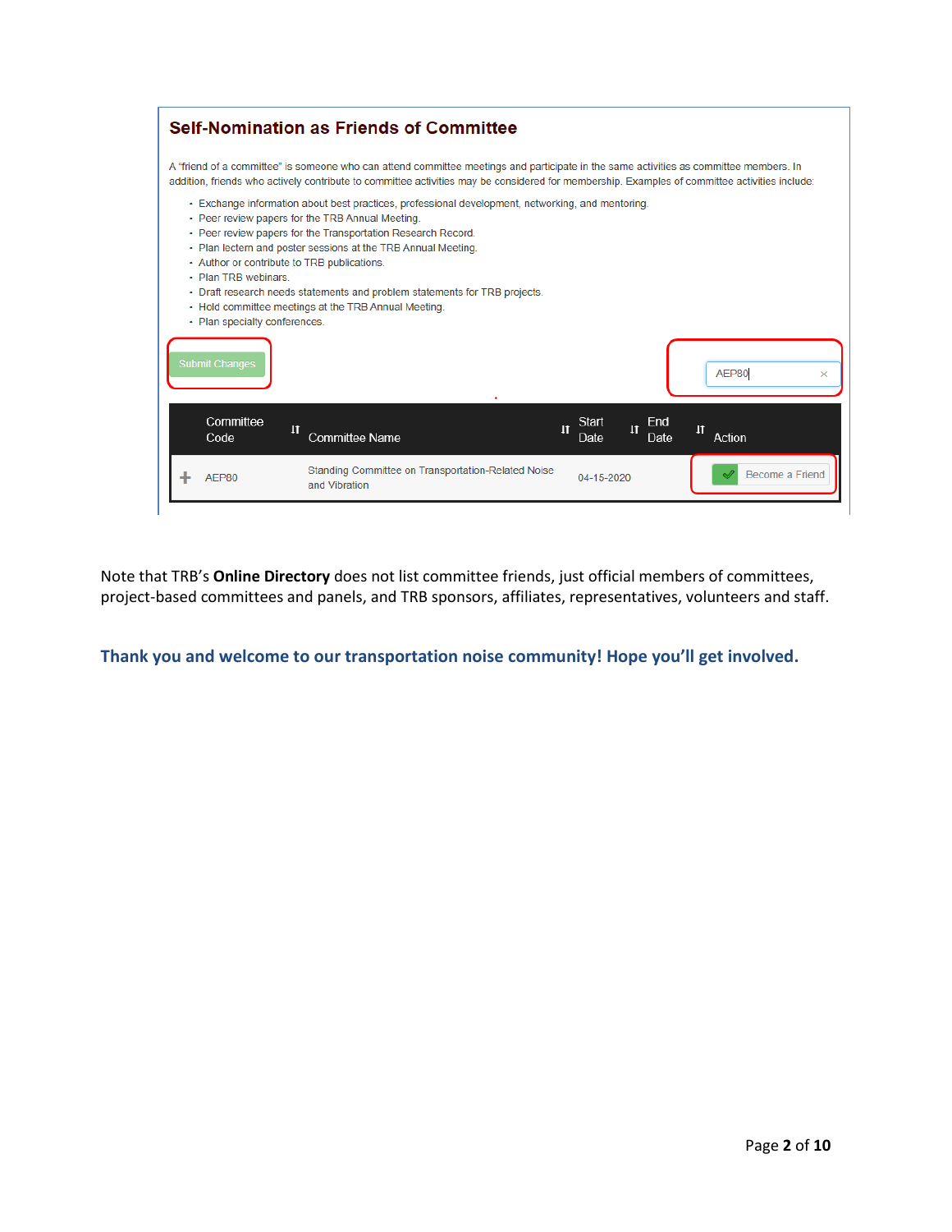## Self-Nomination as Friends of Committee

A "friend of a committee" is someone who can attend committee meetings and participate in the same activities as committee members. In addition, friends who actively contribute to committee activities may be considered for membership. Examples of committee activities include:

- Exchange information about best practices, professional development, networking, and mentoring.
- Peer review papers for the TRB Annual Meeting.
- Peer review papers for the Transportation Research Record.
- Plan lectern and poster sessions at the TRB Annual Meeting.
- Author or contribute to TRB publications.
- Plan TRB webinars.
- Draft research needs statements and problem statements for TRB projects.
- Hold committee meetings at the TRB Annual Meeting.
- Plan specialty conferences.

Submit Changes

AEP80

| Committee Code | Committee Name | Start Date | End Date | Action |
|---|---|---|---|---|
| AEP80 | Standing Committee on Transportation-Related Noise and Vibration | 04-15-2020 | | Become a Friend |

Note that TRB's **Online Directory** does not list committee friends, just official members of committees, project-based committees and panels, and TRB sponsors, affiliates, representatives, volunteers and staff.

**Thank you and welcome to our transportation noise community! Hope you'll get involved.**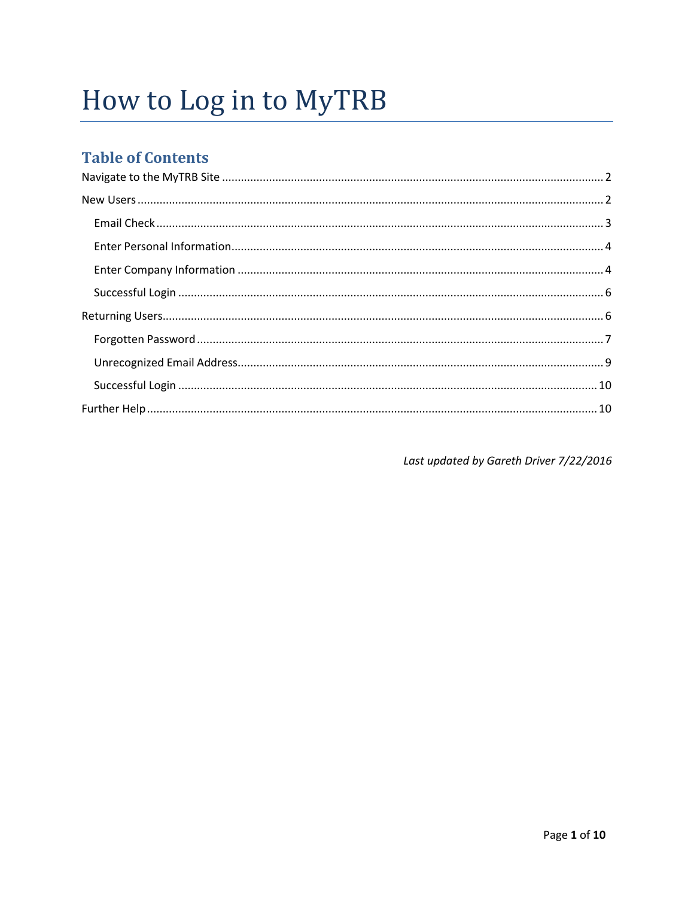# How to Log in to MyTRB

## Table of Contents

- Navigate to the MyTRB Site ........ 2
- New Users ........ 2
  - Email Check ........ 3
  - Enter Personal Information ........ 4
  - Enter Company Information ........ 4
  - Successful Login ........ 6
- Returning Users ........ 6
  - Forgotten Password ........ 7
  - Unrecognized Email Address ........ 9
  - Successful Login ........ 10
- Further Help ........ 10

*Last updated by Gareth Driver 7/22/2016*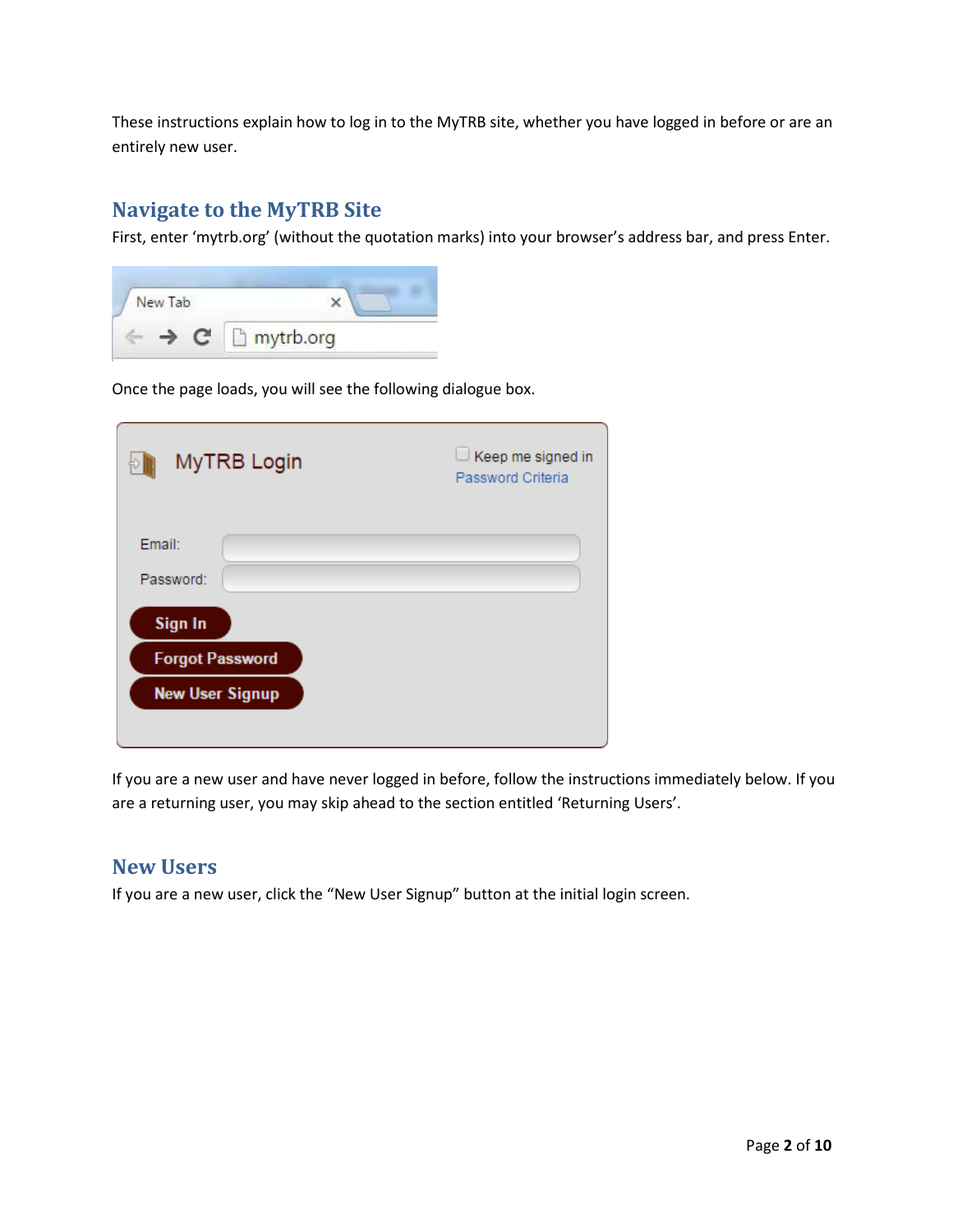These instructions explain how to log in to the MyTRB site, whether you have logged in before or are an entirely new user.

## Navigate to the MyTRB Site

First, enter 'mytrb.org' (without the quotation marks) into your browser's address bar, and press Enter.

Once the page loads, you will see the following dialogue box.

If you are a new user and have never logged in before, follow the instructions immediately below. If you are a returning user, you may skip ahead to the section entitled 'Returning Users'.

## New Users

If you are a new user, click the "New User Signup" button at the initial login screen.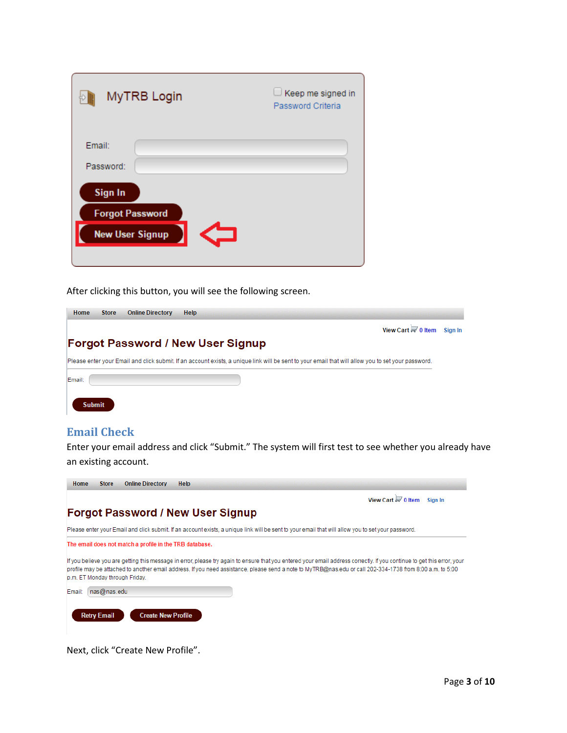After clicking this button, you will see the following screen.

## Email Check

Enter your email address and click "Submit." The system will first test to see whether you already have an existing account.

Next, click "Create New Profile".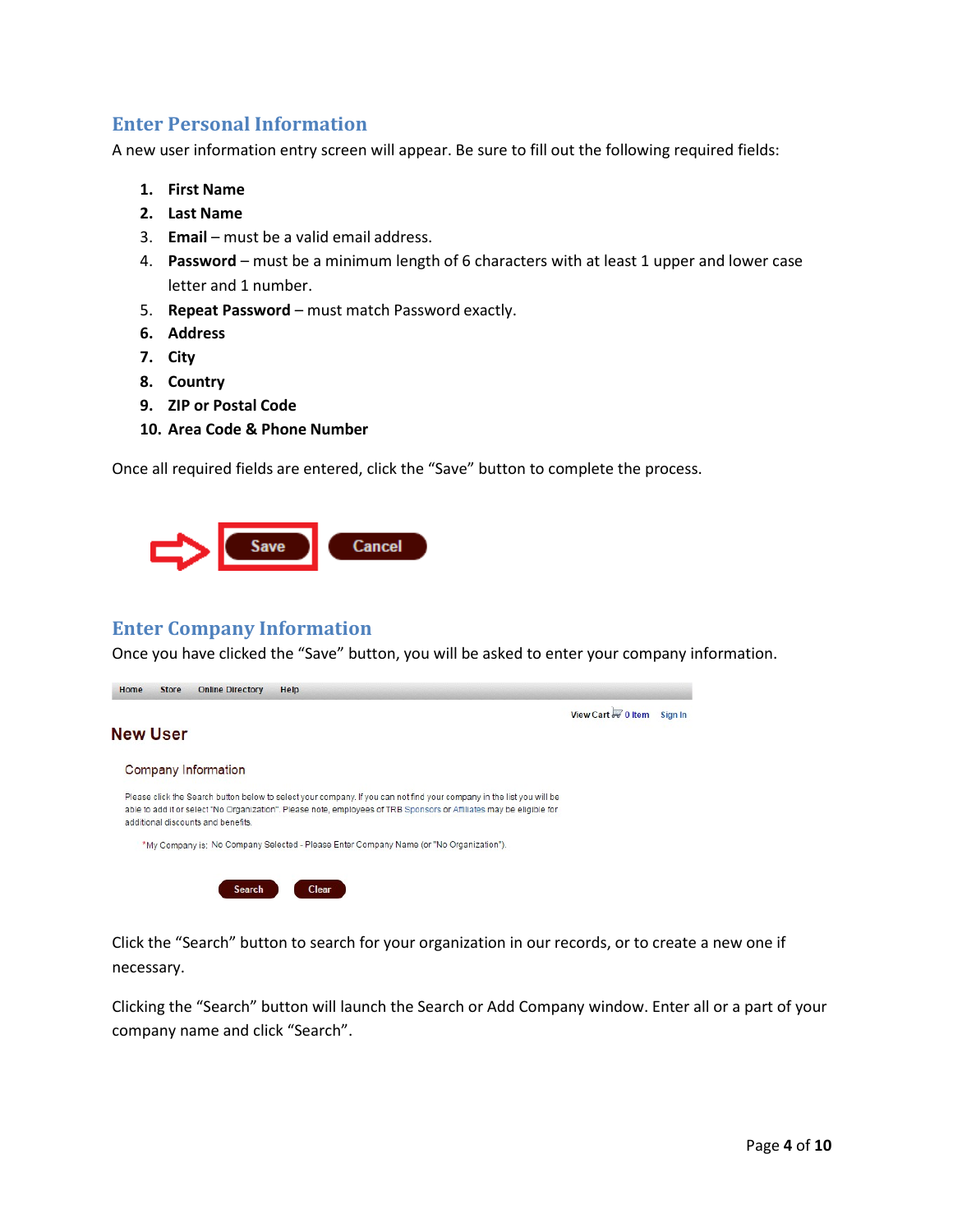## Enter Personal Information

A new user information entry screen will appear. Be sure to fill out the following required fields:

1. **First Name**
2. **Last Name**
3. **Email** – must be a valid email address.
4. **Password** – must be a minimum length of 6 characters with at least 1 upper and lower case letter and 1 number.
5. **Repeat Password** – must match Password exactly.
6. **Address**
7. **City**
8. **Country**
9. **ZIP or Postal Code**
10. **Area Code & Phone Number**

Once all required fields are entered, click the "Save" button to complete the process.

## Enter Company Information

Once you have clicked the "Save" button, you will be asked to enter your company information.

Click the "Search" button to search for your organization in our records, or to create a new one if necessary.

Clicking the "Search" button will launch the Search or Add Company window. Enter all or a part of your company name and click "Search".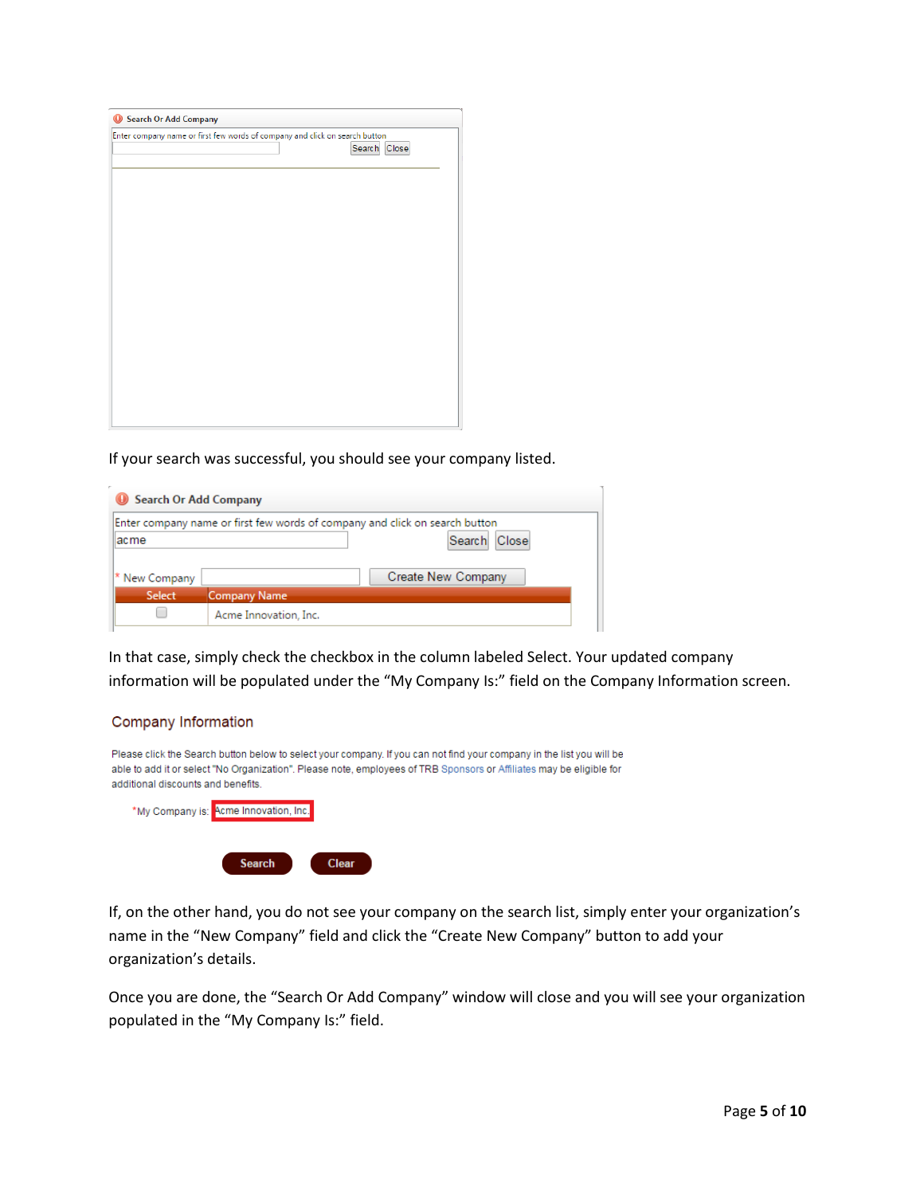Search Or Add Company

Enter company name or first few words of company and click on search button

Search Close

If your search was successful, you should see your company listed.

Search Or Add Company

Enter company name or first few words of company and click on search button

acme

Search Close

* New Company | Create New Company

| Select | Company Name |
|---|---|
| ☐ | Acme Innovation, Inc. |

In that case, simply check the checkbox in the column labeled Select. Your updated company information will be populated under the "My Company Is:" field on the Company Information screen.

Company Information

Please click the Search button below to select your company. If you can not find your company in the list you will be able to add it or select "No Organization". Please note, employees of TRB Sponsors or Affiliates may be eligible for additional discounts and benefits.

*My Company is: Acme Innovation, Inc.

Search Clear

If, on the other hand, you do not see your company on the search list, simply enter your organization's name in the "New Company" field and click the "Create New Company" button to add your organization's details.

Once you are done, the "Search Or Add Company" window will close and you will see your organization populated in the "My Company Is:" field.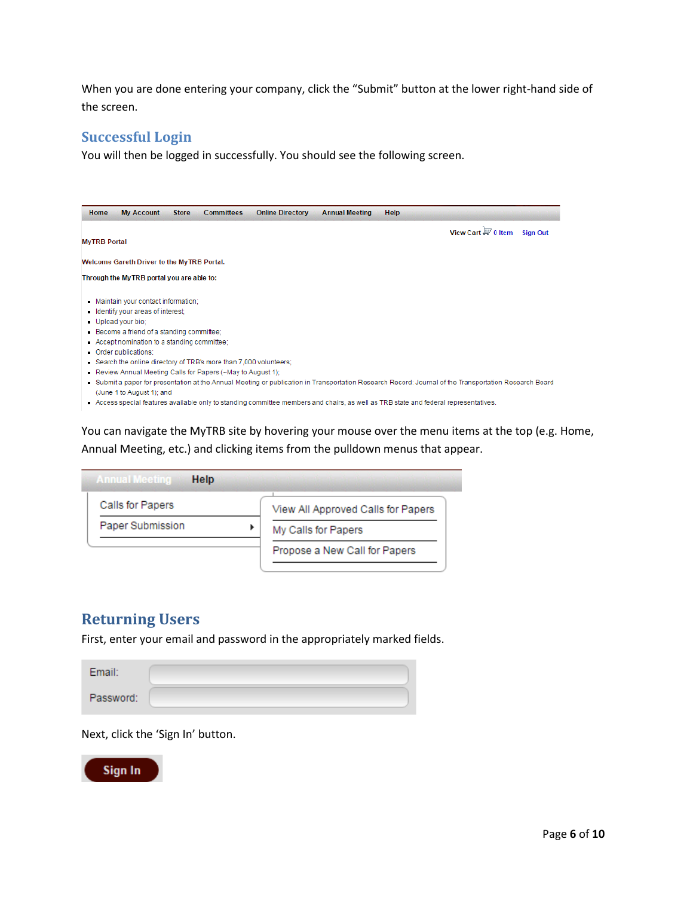When you are done entering your company, click the “Submit” button at the lower right-hand side of the screen.

## Successful Login

You will then be logged in successfully. You should see the following screen.

Home My Account Store Committees Online Directory Annual Meeting Help

View Cart 0 Item Sign Out

MyTRB Portal

Welcome Gareth Driver to the MyTRB Portal.

Through the MyTRB portal you are able to:

- Maintain your contact information;
- Identify your areas of interest;
- Upload your bio;
- Become a friend of a standing committee;
- Accept nomination to a standing committee;
- Order publications;
- Search the online directory of TRB's more than 7,000 volunteers;
- Review Annual Meeting Calls for Papers (~May to August 1);
- Submit a paper for presentation at the Annual Meeting or publication in Transportation Research Record: Journal of the Transportation Research Board (June 1 to August 1); and
- Access special features available only to standing committee members and chairs, as well as TRB state and federal representatives.

You can navigate the MyTRB site by hovering your mouse over the menu items at the top (e.g. Home, Annual Meeting, etc.) and clicking items from the pulldown menus that appear.

Annual Meeting Help

Calls for Papers
Paper Submission

View All Approved Calls for Papers
My Calls for Papers
Propose a New Call for Papers

## Returning Users

First, enter your email and password in the appropriately marked fields.

Email:
Password:

Next, click the ‘Sign In’ button.

Sign In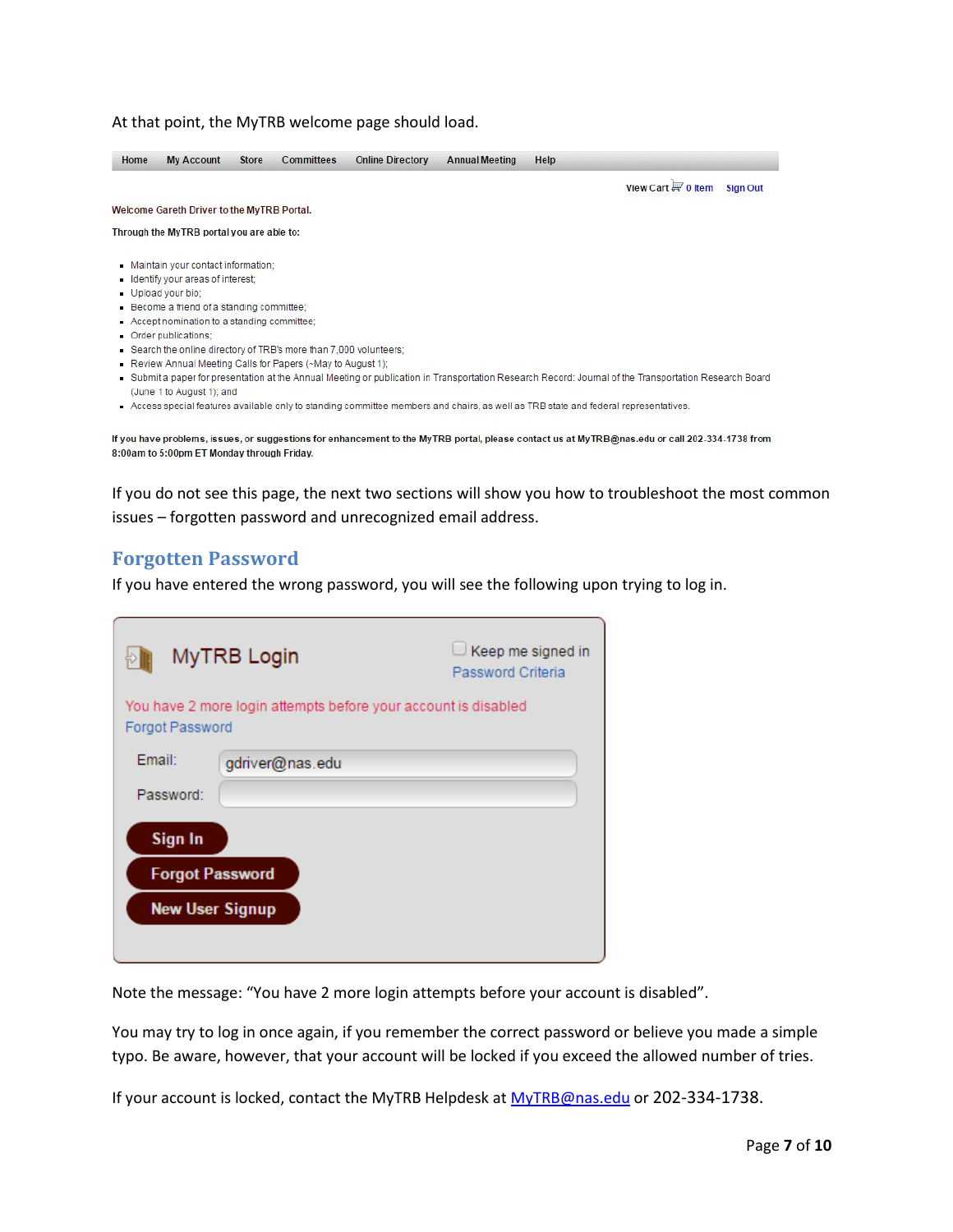At that point, the MyTRB welcome page should load.

Home | My Account | Store | Committees | Online Directory | Annual Meeting | Help

View Cart 0 Item Sign Out

Welcome Gareth Driver to the MyTRB Portal.

Through the MyTRB portal you are able to:

- Maintain your contact information;
- Identify your areas of interest;
- Upload your bio;
- Become a friend of a standing committee;
- Accept nomination to a standing committee;
- Order publications;
- Search the online directory of TRB's more than 7,000 volunteers;
- Review Annual Meeting Calls for Papers (~May to August 1);
- Submit a paper for presentation at the Annual Meeting or publication in Transportation Research Record: Journal of the Transportation Research Board (June 1 to August 1); and
- Access special features available only to standing committee members and chairs, as well as TRB state and federal representatives.

If you have problems, issues, or suggestions for enhancement to the MyTRB portal, please contact us at MyTRB@nas.edu or call 202-334-1738 from 8:00am to 5:00pm ET Monday through Friday.

If you do not see this page, the next two sections will show you how to troubleshoot the most common issues – forgotten password and unrecognized email address.

## Forgotten Password

If you have entered the wrong password, you will see the following upon trying to log in.

MyTRB Login

Keep me signed in

Password Criteria

You have 2 more login attempts before your account is disabled

Forgot Password

Email: gdriver@nas.edu

Password:

Sign In

Forgot Password

New User Signup

Note the message: "You have 2 more login attempts before your account is disabled".

You may try to log in once again, if you remember the correct password or believe you made a simple typo. Be aware, however, that your account will be locked if you exceed the allowed number of tries.

If your account is locked, contact the MyTRB Helpdesk at MyTRB@nas.edu or 202-334-1738.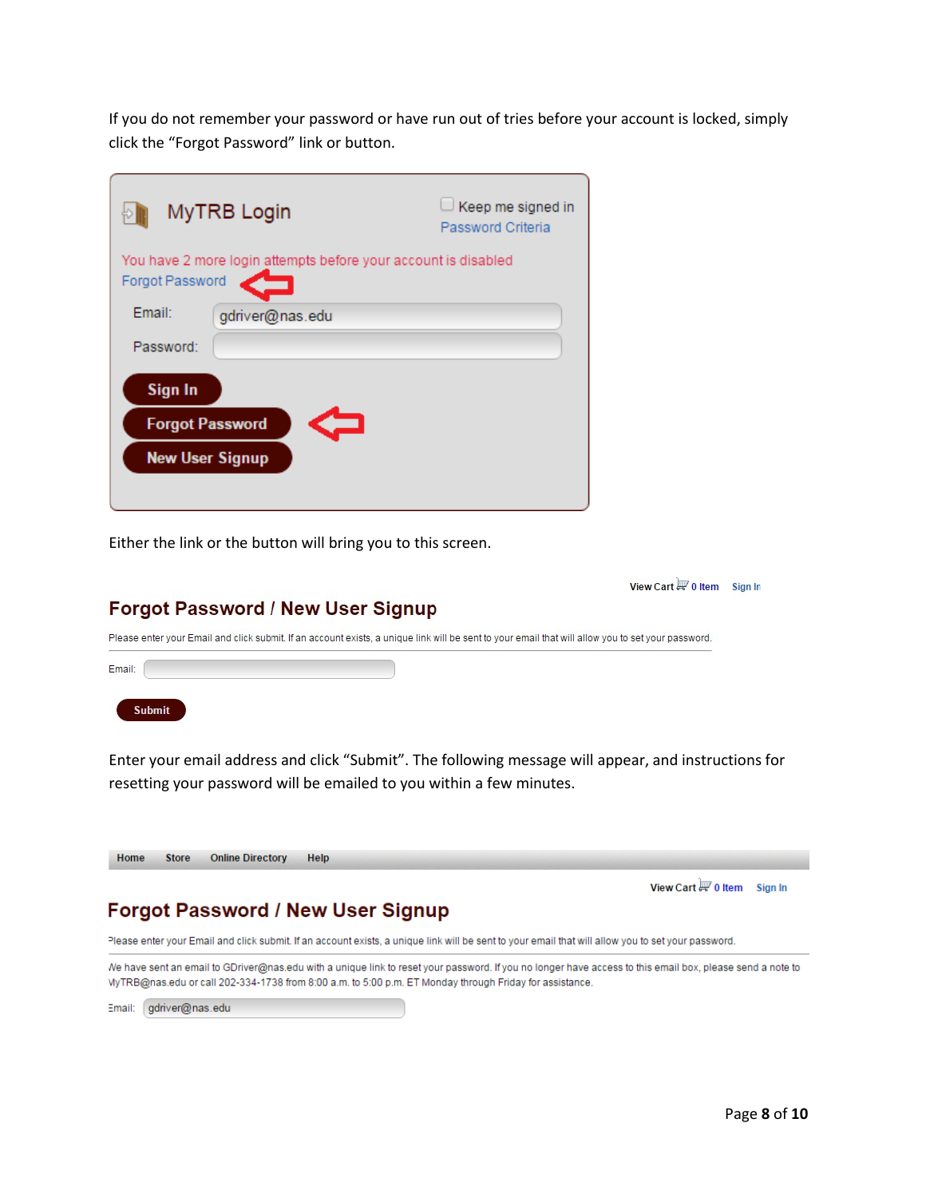If you do not remember your password or have run out of tries before your account is locked, simply click the "Forgot Password" link or button.

MyTRB Login

Keep me signed in

Password Criteria

You have 2 more login attempts before your account is disabled

Forgot Password

Email: gdriver@nas.edu

Password:

Sign In

Forgot Password

New User Signup

Either the link or the button will bring you to this screen.

View Cart 0 Item Sign In

## Forgot Password / New User Signup

Please enter your Email and click submit. If an account exists, a unique link will be sent to your email that will allow you to set your password.

Email:

Submit

Enter your email address and click "Submit". The following message will appear, and instructions for resetting your password will be emailed to you within a few minutes.

Home Store Online Directory Help

View Cart 0 Item Sign In

## Forgot Password / New User Signup

Please enter your Email and click submit. If an account exists, a unique link will be sent to your email that will allow you to set your password.

We have sent an email to GDriver@nas.edu with a unique link to reset your password. If you no longer have access to this email box, please send a note to MyTRB@nas.edu or call 202-334-1738 from 8:00 a.m. to 5:00 p.m. ET Monday through Friday for assistance.

Email: gdriver@nas.edu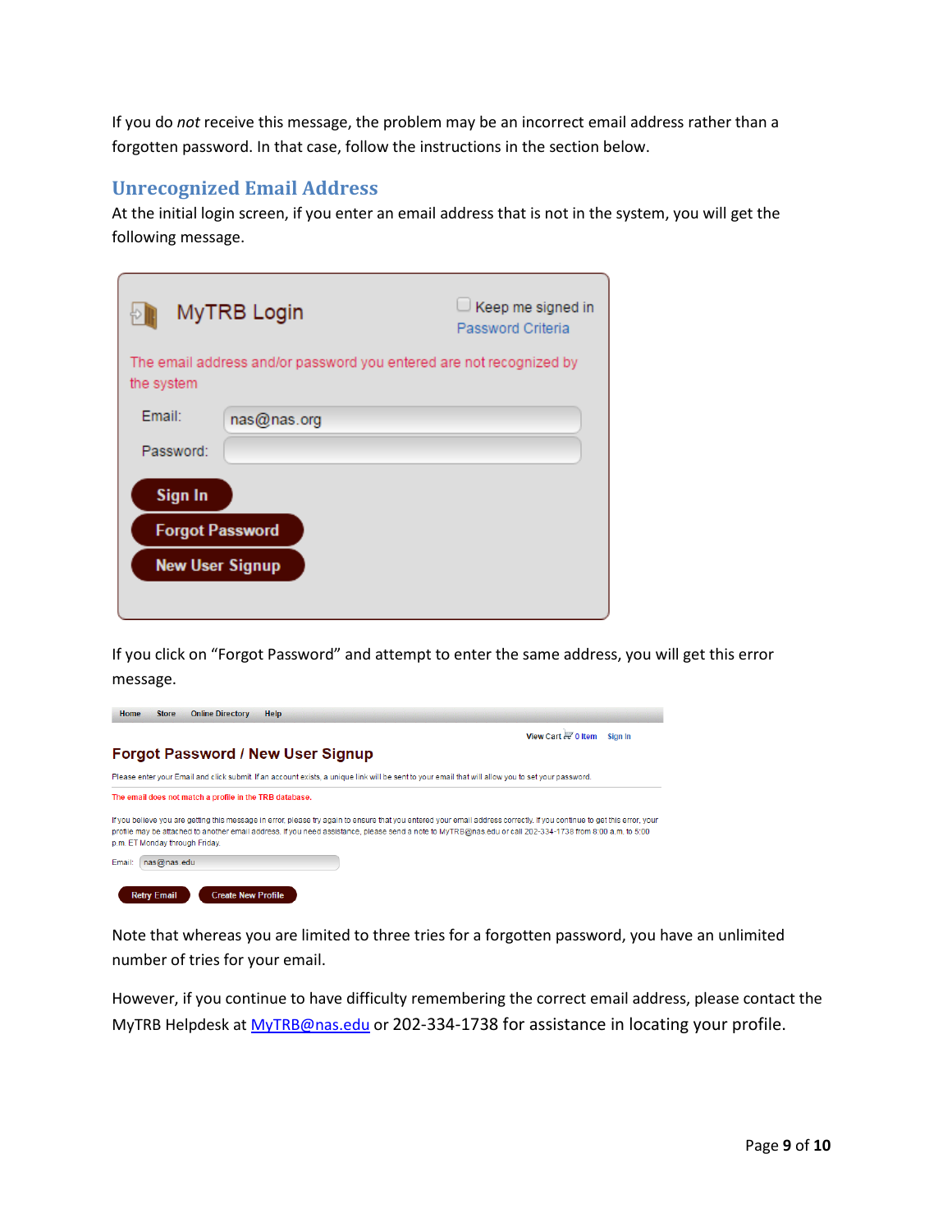If you do *not* receive this message, the problem may be an incorrect email address rather than a forgotten password. In that case, follow the instructions in the section below.

## Unrecognized Email Address

At the initial login screen, if you enter an email address that is not in the system, you will get the following message.

MyTRB Login

Keep me signed in
Password Criteria

The email address and/or password you entered are not recognized by the system

Email: nas@nas.org

Password:

Sign In

Forgot Password

New User Signup

If you click on "Forgot Password" and attempt to enter the same address, you will get this error message.

Home Store Online Directory Help

View Cart 0 Item Sign In

**Forgot Password / New User Signup**

Please enter your Email and click submit. If an account exists, a unique link will be sent to your email that will allow you to set your password.

The email does not match a profile in the TRB database.

If you believe you are getting this message in error, please try again to ensure that you entered your email address correctly. If you continue to get this error, your profile may be attached to another email address. If you need assistance, please send a note to MyTRB@nas.edu or call 202-334-1738 from 8:00 a.m. to 5:00 p.m. ET Monday through Friday.

Email: nas@nas.edu

Retry Email Create New Profile

Note that whereas you are limited to three tries for a forgotten password, you have an unlimited number of tries for your email.

However, if you continue to have difficulty remembering the correct email address, please contact the MyTRB Helpdesk at MyTRB@nas.edu or 202-334-1738 for assistance in locating your profile.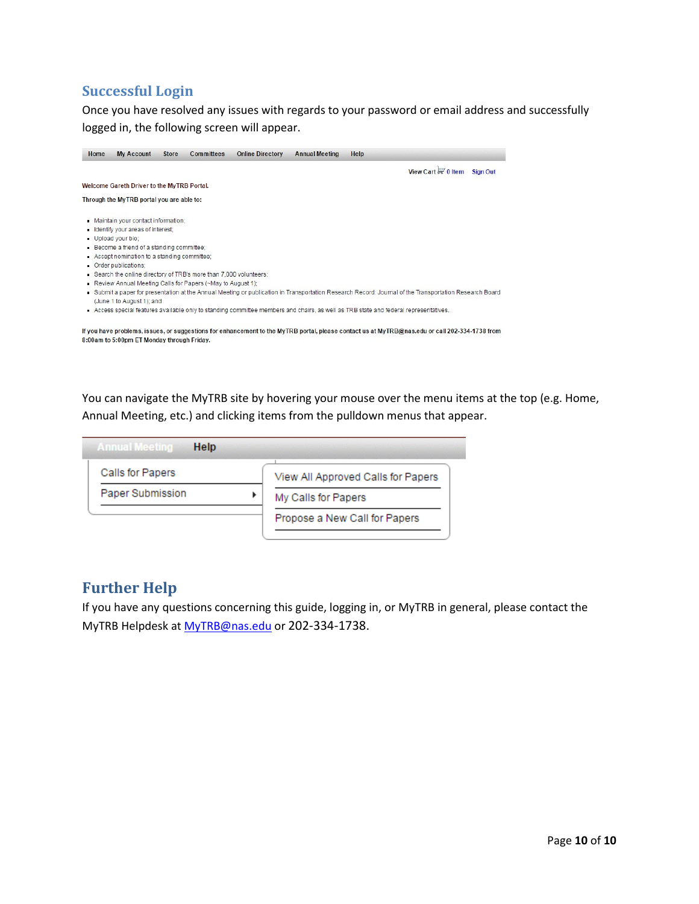## Successful Login

Once you have resolved any issues with regards to your password or email address and successfully logged in, the following screen will appear.

Home My Account Store Committees Online Directory Annual Meeting Help

View Cart 0 Item Sign Out

Welcome Gareth Driver to the MyTRB Portal.

Through the MyTRB portal you are able to:

- Maintain your contact information;
- Identify your areas of interest;
- Upload your bio;
- Become a friend of a standing committee;
- Accept nomination to a standing committee;
- Order publications;
- Search the online directory of TRB's more than 7,000 volunteers;
- Review Annual Meeting Calls for Papers (~May to August 1);
- Submit a paper for presentation at the Annual Meeting or publication in Transportation Research Record: Journal of the Transportation Research Board (June 1 to August 1); and
- Access special features available only to standing committee members and chairs, as well as TRB state and federal representatives.

If you have problems, issues, or suggestions for enhancement to the MyTRB portal, please contact us at MyTRB@nas.edu or call 202-334-1738 from 8:00am to 5:00pm ET Monday through Friday.

You can navigate the MyTRB site by hovering your mouse over the menu items at the top (e.g. Home, Annual Meeting, etc.) and clicking items from the pulldown menus that appear.

Annual Meeting Help

Calls for Papers

Paper Submission

View All Approved Calls for Papers

My Calls for Papers

Propose a New Call for Papers

## Further Help

If you have any questions concerning this guide, logging in, or MyTRB in general, please contact the MyTRB Helpdesk at MyTRB@nas.edu or 202-334-1738.